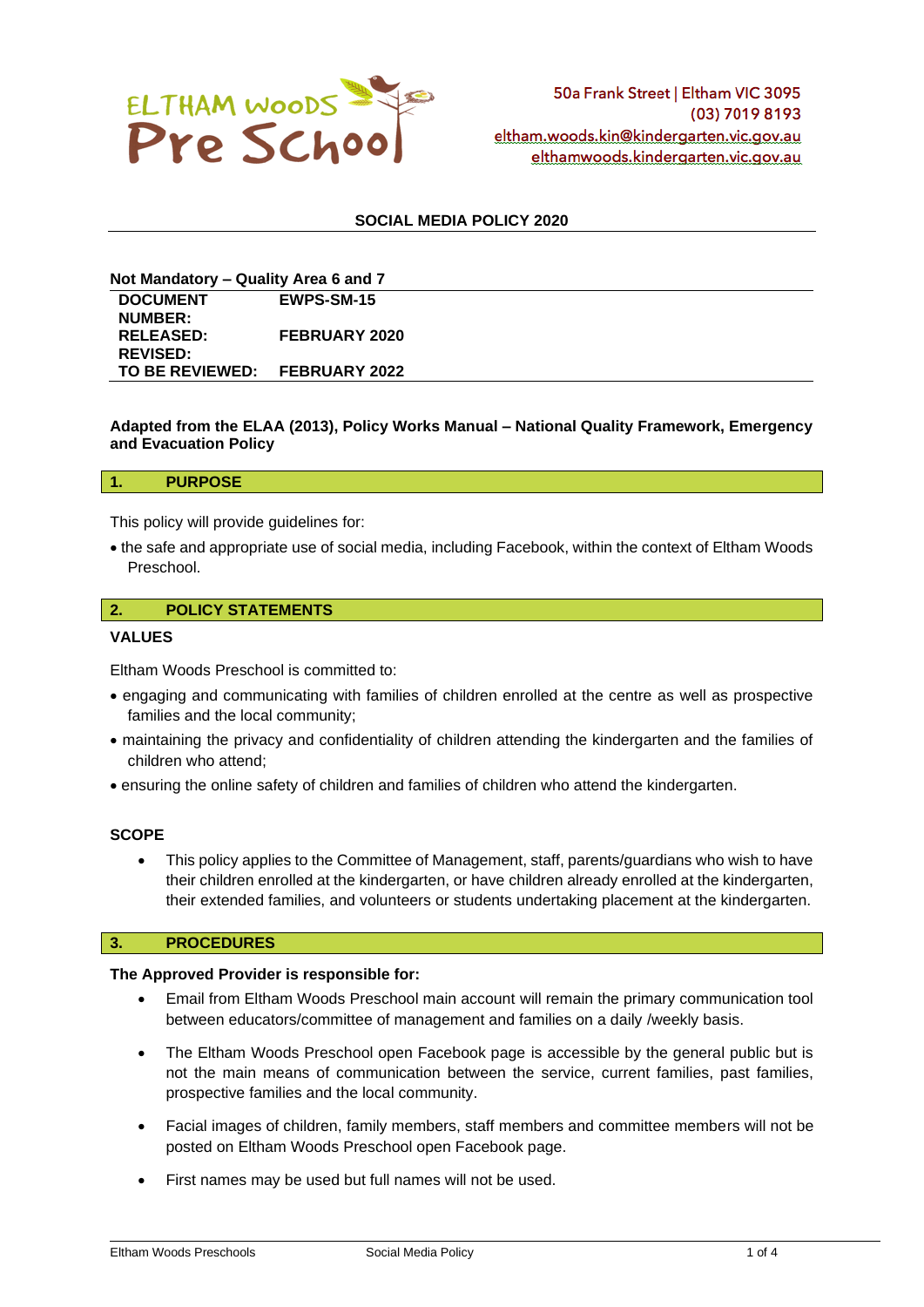50a Frank Street | Eltham VIC 3095
(03) 7019 8193
eltham.woods.kin@kindergarten.vic.gov.au
elthamwoods.kindergarten.vic.gov.au

# SOCIAL MEDIA POLICY 2020

**Not Mandatory – Quality Area 6 and 7**

| | |
|---|---|
| **DOCUMENT NUMBER:** | **EWPS-SM-15** |
| **RELEASED:** | **FEBRUARY 2020** |
| **REVISED:** | |
| **TO BE REVIEWED:** | **FEBRUARY 2022** |

**Adapted from the ELAA (2013), Policy Works Manual – National Quality Framework, Emergency and Evacuation Policy**

## 1. PURPOSE

This policy will provide guidelines for:

- the safe and appropriate use of social media, including Facebook, within the context of Eltham Woods Preschool.

## 2. POLICY STATEMENTS

### VALUES

Eltham Woods Preschool is committed to:

- engaging and communicating with families of children enrolled at the centre as well as prospective families and the local community;
- maintaining the privacy and confidentiality of children attending the kindergarten and the families of children who attend;
- ensuring the online safety of children and families of children who attend the kindergarten.

### SCOPE

- This policy applies to the Committee of Management, staff, parents/guardians who wish to have their children enrolled at the kindergarten, or have children already enrolled at the kindergarten, their extended families, and volunteers or students undertaking placement at the kindergarten.

## 3. PROCEDURES

**The Approved Provider is responsible for:**

- Email from Eltham Woods Preschool main account will remain the primary communication tool between educators/committee of management and families on a daily /weekly basis.
- The Eltham Woods Preschool open Facebook page is accessible by the general public but is not the main means of communication between the service, current families, past families, prospective families and the local community.
- Facial images of children, family members, staff members and committee members will not be posted on Eltham Woods Preschool open Facebook page.
- First names may be used but full names will not be used.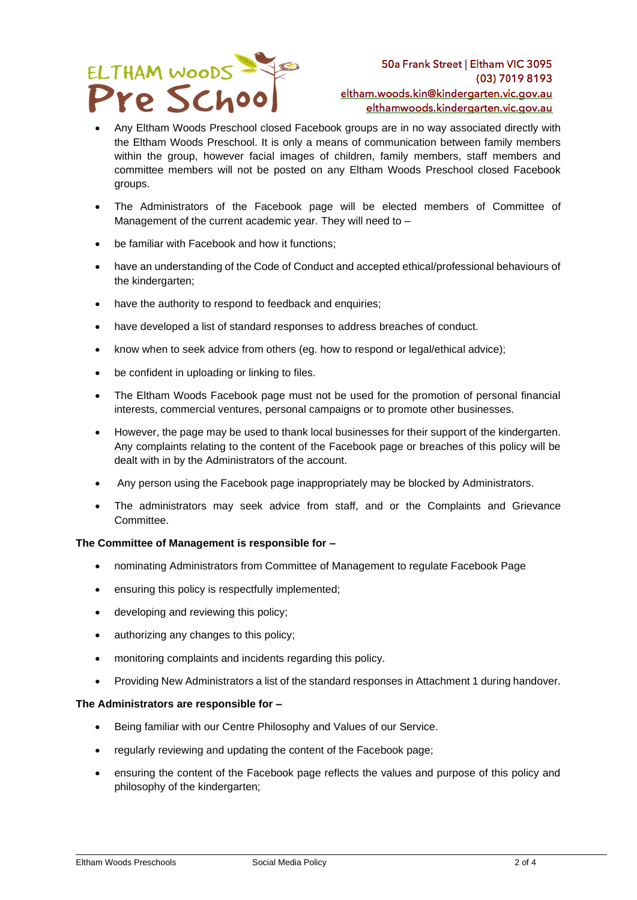- Any Eltham Woods Preschool closed Facebook groups are in no way associated directly with the Eltham Woods Preschool. It is only a means of communication between family members within the group, however facial images of children, family members, staff members and committee members will not be posted on any Eltham Woods Preschool closed Facebook groups.
- The Administrators of the Facebook page will be elected members of Committee of Management of the current academic year. They will need to –
- be familiar with Facebook and how it functions;
- have an understanding of the Code of Conduct and accepted ethical/professional behaviours of the kindergarten;
- have the authority to respond to feedback and enquiries;
- have developed a list of standard responses to address breaches of conduct.
- know when to seek advice from others (eg. how to respond or legal/ethical advice);
- be confident in uploading or linking to files.
- The Eltham Woods Facebook page must not be used for the promotion of personal financial interests, commercial ventures, personal campaigns or to promote other businesses.
- However, the page may be used to thank local businesses for their support of the kindergarten. Any complaints relating to the content of the Facebook page or breaches of this policy will be dealt with in by the Administrators of the account.
- Any person using the Facebook page inappropriately may be blocked by Administrators.
- The administrators may seek advice from staff, and or the Complaints and Grievance Committee.

**The Committee of Management is responsible for –**

- nominating Administrators from Committee of Management to regulate Facebook Page
- ensuring this policy is respectfully implemented;
- developing and reviewing this policy;
- authorizing any changes to this policy;
- monitoring complaints and incidents regarding this policy.
- Providing New Administrators a list of the standard responses in Attachment 1 during handover.

**The Administrators are responsible for –**

- Being familiar with our Centre Philosophy and Values of our Service.
- regularly reviewing and updating the content of the Facebook page;
- ensuring the content of the Facebook page reflects the values and purpose of this policy and philosophy of the kindergarten;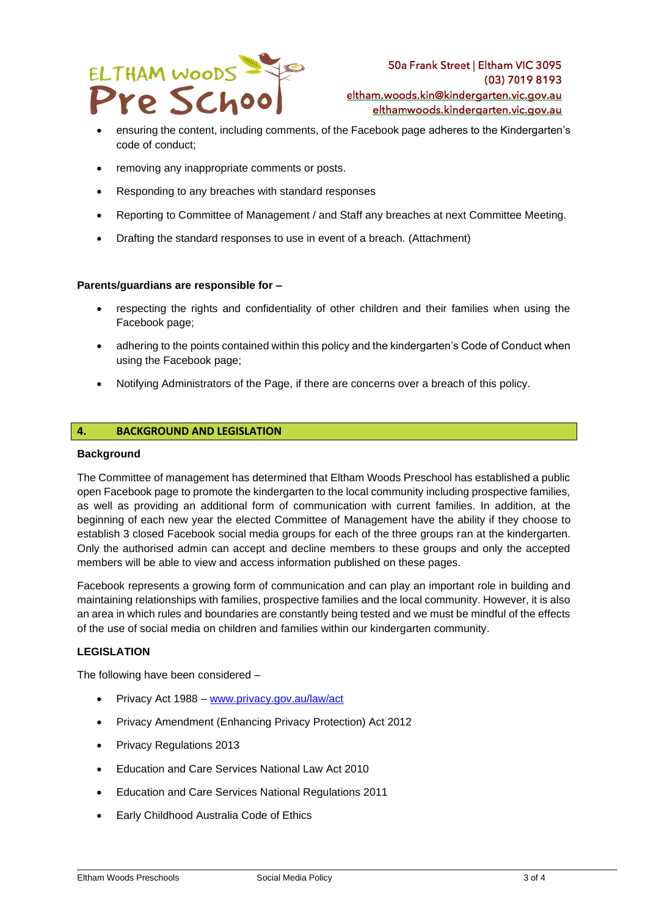- ensuring the content, including comments, of the Facebook page adheres to the Kindergarten's code of conduct;
- removing any inappropriate comments or posts.
- Responding to any breaches with standard responses
- Reporting to Committee of Management / and Staff any breaches at next Committee Meeting.
- Drafting the standard responses to use in event of a breach. (Attachment)

**Parents/guardians are responsible for –**

- respecting the rights and confidentiality of other children and their families when using the Facebook page;
- adhering to the points contained within this policy and the kindergarten's Code of Conduct when using the Facebook page;
- Notifying Administrators of the Page, if there are concerns over a breach of this policy.

## 4. BACKGROUND AND LEGISLATION

**Background**

The Committee of management has determined that Eltham Woods Preschool has established a public open Facebook page to promote the kindergarten to the local community including prospective families, as well as providing an additional form of communication with current families. In addition, at the beginning of each new year the elected Committee of Management have the ability if they choose to establish 3 closed Facebook social media groups for each of the three groups ran at the kindergarten. Only the authorised admin can accept and decline members to these groups and only the accepted members will be able to view and access information published on these pages.

Facebook represents a growing form of communication and can play an important role in building and maintaining relationships with families, prospective families and the local community. However, it is also an area in which rules and boundaries are constantly being tested and we must be mindful of the effects of the use of social media on children and families within our kindergarten community.

**LEGISLATION**

The following have been considered –

- Privacy Act 1988 – www.privacy.gov.au/law/act
- Privacy Amendment (Enhancing Privacy Protection) Act 2012
- Privacy Regulations 2013
- Education and Care Services National Law Act 2010
- Education and Care Services National Regulations 2011
- Early Childhood Australia Code of Ethics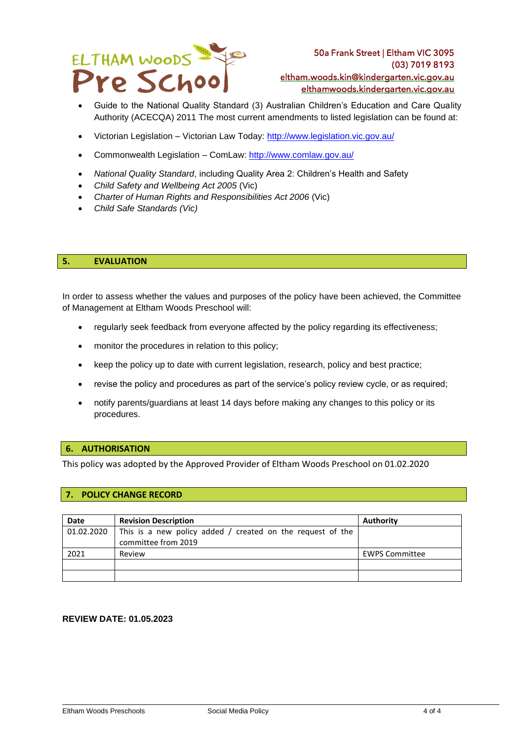- Guide to the National Quality Standard (3) Australian Children's Education and Care Quality Authority (ACECQA) 2011 The most current amendments to listed legislation can be found at:
- Victorian Legislation – Victorian Law Today: http://www.legislation.vic.gov.au/
- Commonwealth Legislation – ComLaw: http://www.comlaw.gov.au/
- *National Quality Standard*, including Quality Area 2: Children's Health and Safety
- *Child Safety and Wellbeing Act 2005* (Vic)
- *Charter of Human Rights and Responsibilities Act 2006* (Vic)
- *Child Safe Standards (Vic)*

## 5. EVALUATION

In order to assess whether the values and purposes of the policy have been achieved, the Committee of Management at Eltham Woods Preschool will:

- regularly seek feedback from everyone affected by the policy regarding its effectiveness;
- monitor the procedures in relation to this policy;
- keep the policy up to date with current legislation, research, policy and best practice;
- revise the policy and procedures as part of the service's policy review cycle, or as required;
- notify parents/guardians at least 14 days before making any changes to this policy or its procedures.

## 6. AUTHORISATION

This policy was adopted by the Approved Provider of Eltham Woods Preschool on 01.02.2020

## 7. POLICY CHANGE RECORD

| Date | Revision Description | Authority |
|---|---|---|
| 01.02.2020 | This is a new policy added / created on the request of the committee from 2019 | |
| 2021 | Review | EWPS Committee |
| | | |
| | | |

**REVIEW DATE: 01.05.2023**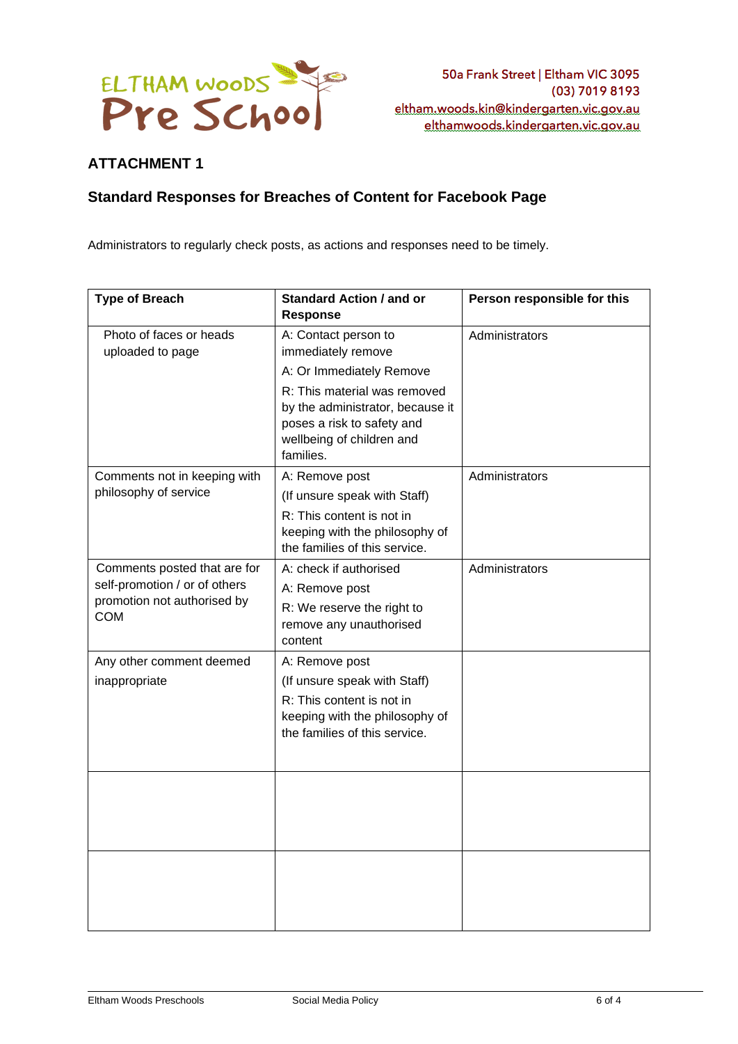## ATTACHMENT 1

## Standard Responses for Breaches of Content for Facebook Page

Administrators to regularly check posts, as actions and responses need to be timely.

| Type of Breach | Standard Action / and or Response | Person responsible for this |
| --- | --- | --- |
| Photo of faces or heads uploaded to page | A: Contact person to immediately remove<br>A: Or Immediately Remove<br>R: This material was removed by the administrator, because it poses a risk to safety and wellbeing of children and families. | Administrators |
| Comments not in keeping with philosophy of service | A: Remove post<br>(If unsure speak with Staff)<br>R: This content is not in keeping with the philosophy of the families of this service. | Administrators |
| Comments posted that are for self-promotion / or of others promotion not authorised by COM | A: check if authorised<br>A: Remove post<br>R: We reserve the right to remove any unauthorised content | Administrators |
| Any other comment deemed inappropriate | A: Remove post<br>(If unsure speak with Staff)<br>R: This content is not in keeping with the philosophy of the families of this service. | |
| | | |
| | | |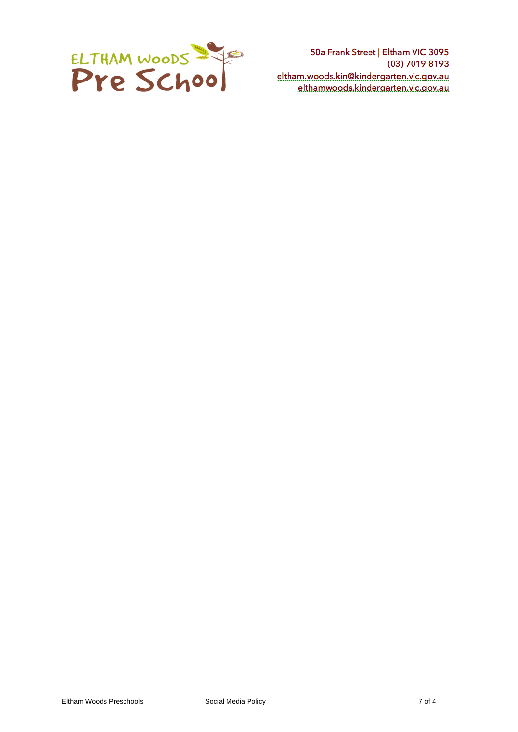ELTHAM WOODS Pre School

50a Frank Street | Eltham VIC 3095
(03) 7019 8193
eltham.woods.kin@kindergarten.vic.gov.au
elthamwoods.kindergarten.vic.gov.au